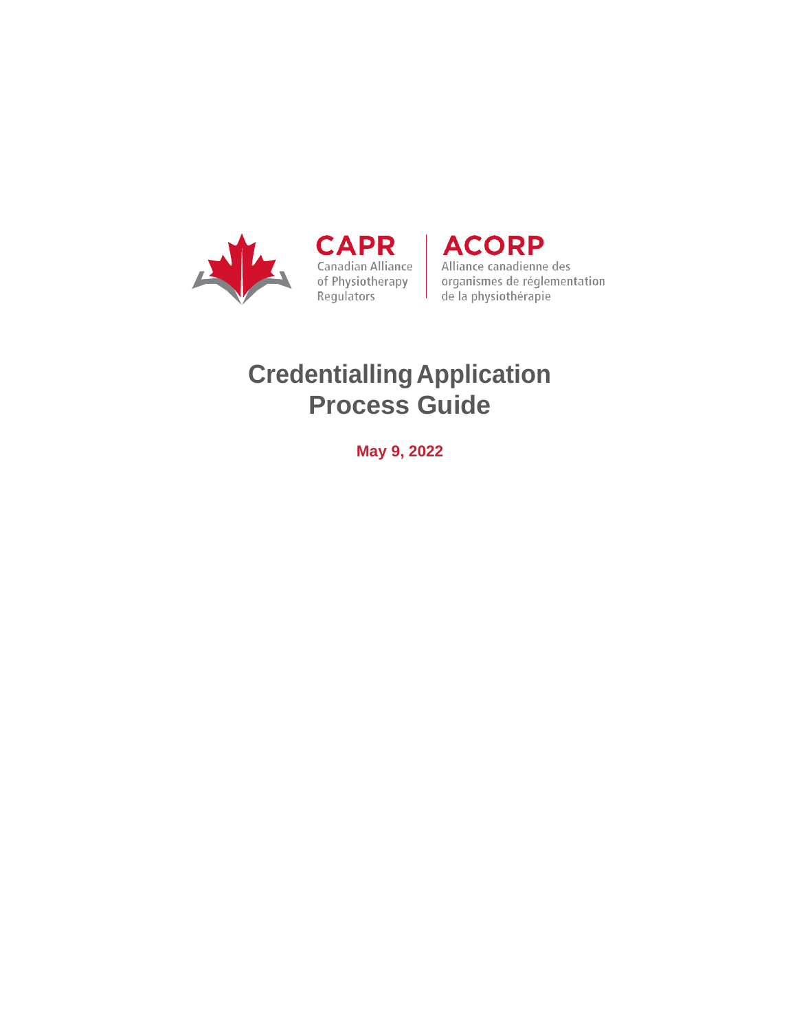CAPR
Canadian Alliance of Physiotherapy Regulators

ACORP
Alliance canadienne des organismes de réglementation de la physiothérapie

# Credentialling Application Process Guide

**May 9, 2022**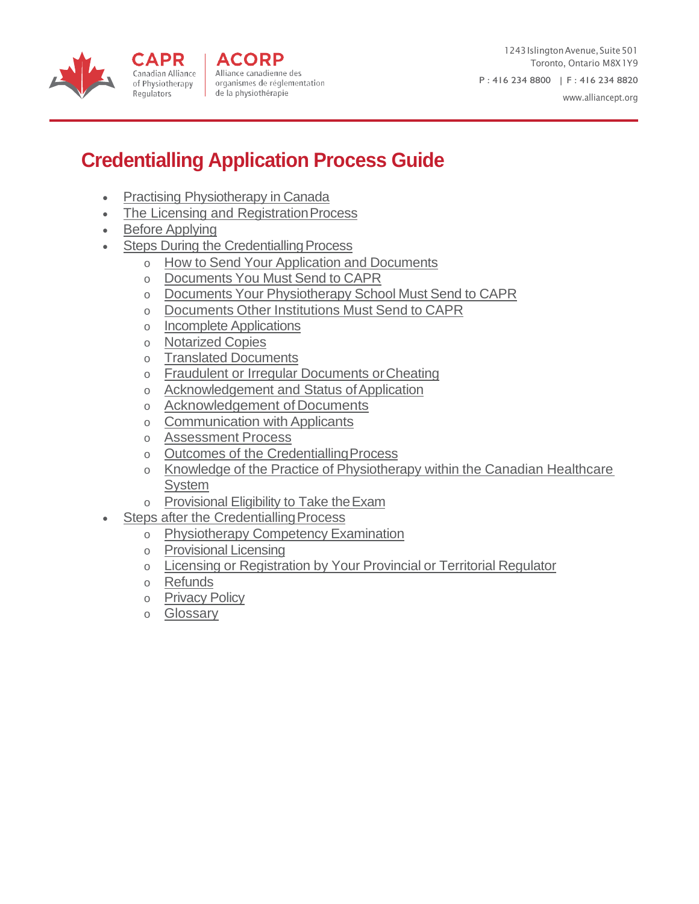# Credentialling Application Process Guide

- Practising Physiotherapy in Canada
- The Licensing and Registration Process
- Before Applying
- Steps During the Credentialling Process
  - How to Send Your Application and Documents
  - Documents You Must Send to CAPR
  - Documents Your Physiotherapy School Must Send to CAPR
  - Documents Other Institutions Must Send to CAPR
  - Incomplete Applications
  - Notarized Copies
  - Translated Documents
  - Fraudulent or Irregular Documents or Cheating
  - Acknowledgement and Status of Application
  - Acknowledgement of Documents
  - Communication with Applicants
  - Assessment Process
  - Outcomes of the Credentialling Process
  - Knowledge of the Practice of Physiotherapy within the Canadian Healthcare System
  - Provisional Eligibility to Take the Exam
- Steps after the Credentialling Process
  - Physiotherapy Competency Examination
  - Provisional Licensing
  - Licensing or Registration by Your Provincial or Territorial Regulator
  - Refunds
  - Privacy Policy
  - Glossary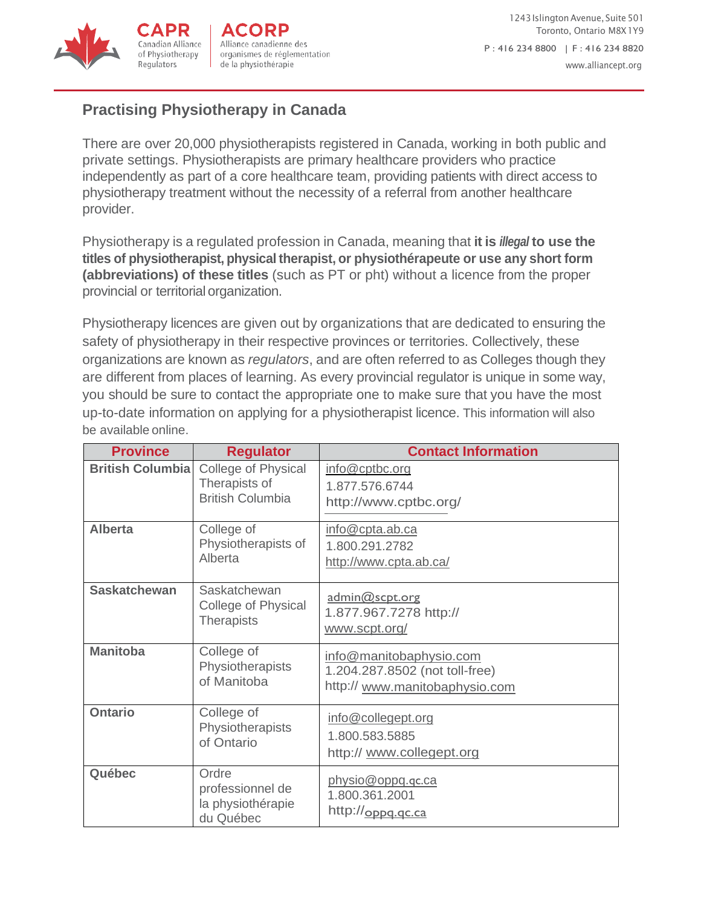## Practising Physiotherapy in Canada

There are over 20,000 physiotherapists registered in Canada, working in both public and private settings. Physiotherapists are primary healthcare providers who practice independently as part of a core healthcare team, providing patients with direct access to physiotherapy treatment without the necessity of a referral from another healthcare provider.

Physiotherapy is a regulated profession in Canada, meaning that **it is *illegal* to use the titles of physiotherapist, physical therapist, or physiothérapeute or use any short form (abbreviations) of these titles** (such as PT or pht) without a licence from the proper provincial or territorial organization.

Physiotherapy licences are given out by organizations that are dedicated to ensuring the safety of physiotherapy in their respective provinces or territories. Collectively, these organizations are known as *regulators*, and are often referred to as Colleges though they are different from places of learning. As every provincial regulator is unique in some way, you should be sure to contact the appropriate one to make sure that you have the most up-to-date information on applying for a physiotherapist licence. This information will also be available online.

| Province | Regulator | Contact Information |
|---|---|---|
| **British Columbia** | College of Physical Therapists of British Columbia | info@cptbc.org<br>1.877.576.6744<br>http://www.cptbc.org/ |
| **Alberta** | College of Physiotherapists of Alberta | info@cpta.ab.ca<br>1.800.291.2782<br>http://www.cpta.ab.ca/ |
| **Saskatchewan** | Saskatchewan College of Physical Therapists | admin@scpt.org<br>1.877.967.7278 http://www.scpt.org/ |
| **Manitoba** | College of Physiotherapists of Manitoba | info@manitobaphysio.com<br>1.204.287.8502 (not toll-free)<br>http:// www.manitobaphysio.com |
| **Ontario** | College of Physiotherapists of Ontario | info@collegept.org<br>1.800.583.5885<br>http:// www.collegept.org |
| **Québec** | Ordre professionnel de la physiothérapie du Québec | physio@oppq.qc.ca<br>1.800.361.2001<br>http://oppq.qc.ca |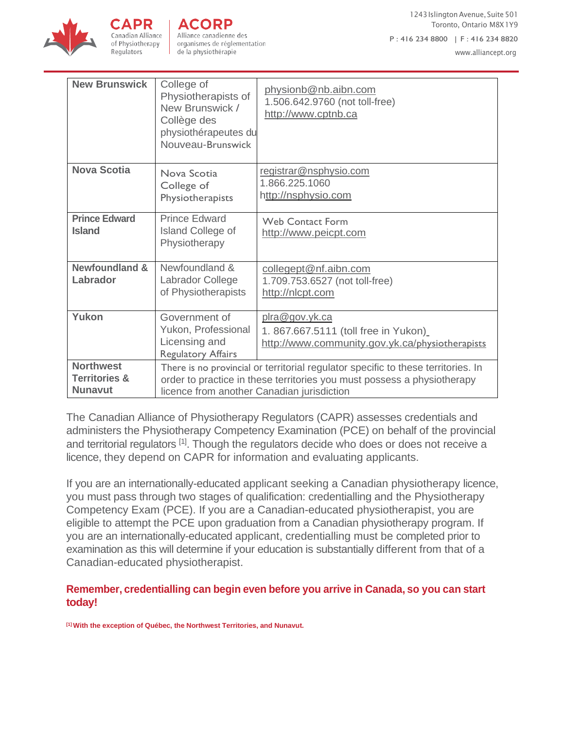| | | |
|---|---|---|
| **New Brunswick** | College of Physiotherapists of New Brunswick / Collège des physiothérapeutes du Nouveau-Brunswick | physionb@nb.aibn.com<br>1.506.642.9760 (not toll-free)<br>http://www.cptnb.ca |
| **Nova Scotia** | Nova Scotia College of Physiotherapists | registrar@nsphysio.com<br>1.866.225.1060<br>http://nsphysio.com |
| **Prince Edward Island** | Prince Edward Island College of Physiotherapy | Web Contact Form<br>http://www.peicpt.com |
| **Newfoundland & Labrador** | Newfoundland & Labrador College of Physiotherapists | collegept@nf.aibn.com<br>1.709.753.6527 (not toll-free)<br>http://nlcpt.com |
| **Yukon** | Government of Yukon, Professional Licensing and Regulatory Affairs | plra@gov.yk.ca<br>1. 867.667.5111 (toll free in Yukon)<br>http://www.community.gov.yk.ca/physiotherapists |
| **Northwest Territories & Nunavut** | There is no provincial or territorial regulator specific to these territories. In order to practice in these territories you must possess a physiotherapy licence from another Canadian jurisdiction | |

The Canadian Alliance of Physiotherapy Regulators (CAPR) assesses credentials and administers the Physiotherapy Competency Examination (PCE) on behalf of the provincial and territorial regulators [1]. Though the regulators decide who does or does not receive a licence, they depend on CAPR for information and evaluating applicants.

If you are an internationally-educated applicant seeking a Canadian physiotherapy licence, you must pass through two stages of qualification: credentialling and the Physiotherapy Competency Exam (PCE). If you are a Canadian-educated physiotherapist, you are eligible to attempt the PCE upon graduation from a Canadian physiotherapy program. If you are an internationally-educated applicant, credentialling must be completed prior to examination as this will determine if your education is substantially different from that of a Canadian-educated physiotherapist.

**Remember, credentialling can begin even before you arrive in Canada, so you can start today!**

[1] **With the exception of Québec, the Northwest Territories, and Nunavut.**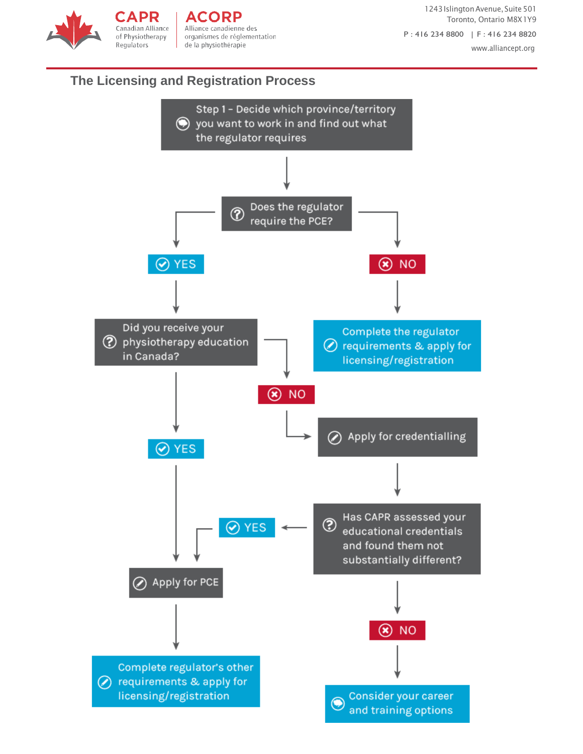## The Licensing and Registration Process

**Step 1 - Decide which province/territory you want to work in and find out what the regulator requires**

↓

**Does the regulator require the PCE?**

- **YES** → **Did you receive your physiotherapy education in Canada?**
  - **YES** → **Apply for PCE** → **Complete regulator's other requirements & apply for licensing/registration**
  - **NO** → **Apply for credentialling** → **Has CAPR assessed your educational credentials and found them not substantially different?**
    - **YES** → **Apply for PCE** → **Complete regulator's other requirements & apply for licensing/registration**
    - **NO** → **Consider your career and training options**
- **NO** → **Complete the regulator requirements & apply for licensing/registration**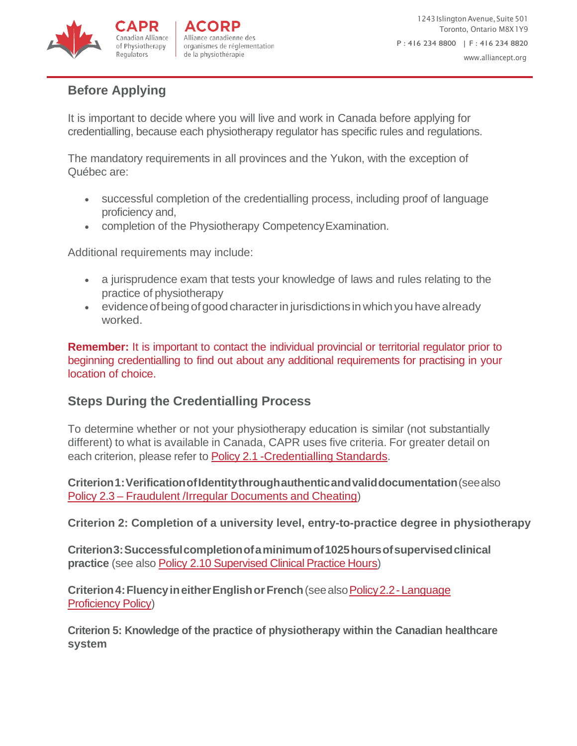## Before Applying

It is important to decide where you will live and work in Canada before applying for credentialling, because each physiotherapy regulator has specific rules and regulations.

The mandatory requirements in all provinces and the Yukon, with the exception of Québec are:

- successful completion of the credentialling process, including proof of language proficiency and,
- completion of the Physiotherapy Competency Examination.

Additional requirements may include:

- a jurisprudence exam that tests your knowledge of laws and rules relating to the practice of physiotherapy
- evidence of being of good character in jurisdictions in which you have already worked.

**Remember:** It is important to contact the individual provincial or territorial regulator prior to beginning credentialling to find out about any additional requirements for practising in your location of choice.

## Steps During the Credentialling Process

To determine whether or not your physiotherapy education is similar (not substantially different) to what is available in Canada, CAPR uses five criteria. For greater detail on each criterion, please refer to Policy 2.1 -Credentialling Standards.

**Criterion 1: Verification of Identity through authentic and valid documentation** (see also Policy 2.3 – Fraudulent /Irregular Documents and Cheating)

**Criterion 2: Completion of a university level, entry-to-practice degree in physiotherapy**

**Criterion 3: Successful completion of a minimum of 1025 hours of supervised clinical practice** (see also Policy 2.10 Supervised Clinical Practice Hours)

**Criterion 4: Fluency in either English or French** (see also Policy 2.2 - Language Proficiency Policy)

**Criterion 5: Knowledge of the practice of physiotherapy within the Canadian healthcare system**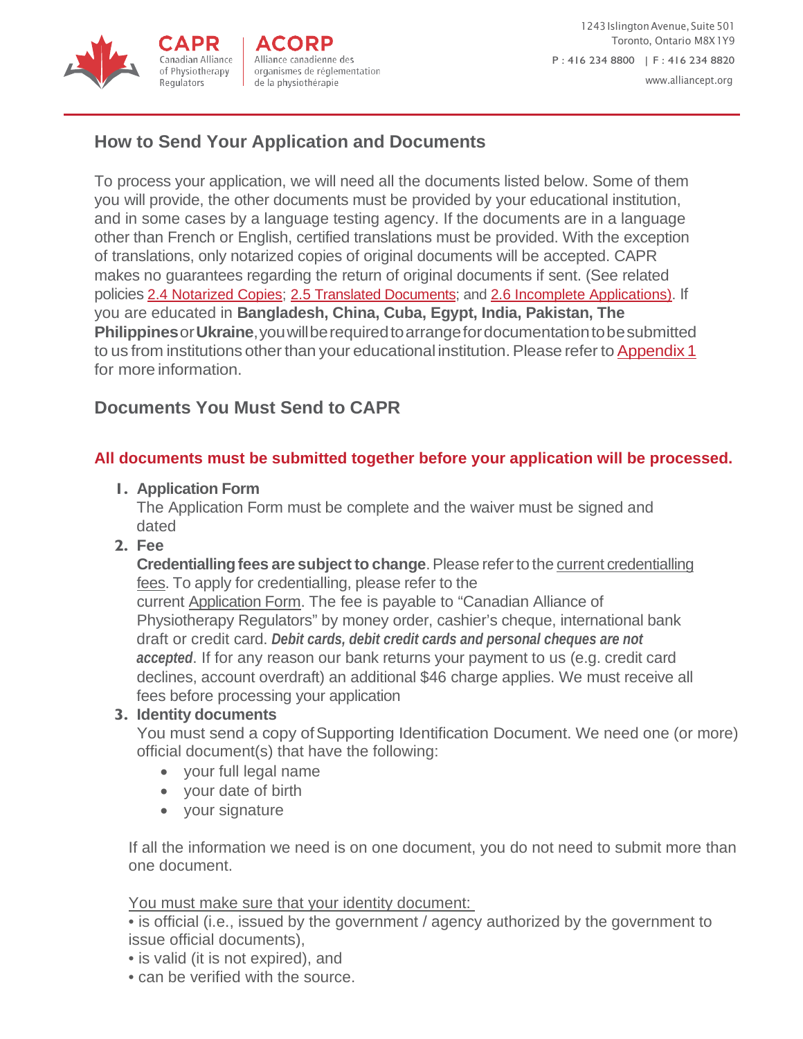## How to Send Your Application and Documents

To process your application, we will need all the documents listed below. Some of them you will provide, the other documents must be provided by your educational institution, and in some cases by a language testing agency. If the documents are in a language other than French or English, certified translations must be provided. With the exception of translations, only notarized copies of original documents will be accepted. CAPR makes no guarantees regarding the return of original documents if sent. (See related policies 2.4 Notarized Copies; 2.5 Translated Documents; and 2.6 Incomplete Applications). If you are educated in **Bangladesh, China, Cuba, Egypt, India, Pakistan, The Philippines** or **Ukraine**, you will be required to arrange for documentation to be submitted to us from institutions other than your educational institution. Please refer to Appendix 1 for more information.

## Documents You Must Send to CAPR

**All documents must be submitted together before your application will be processed.**

1. **Application Form**
   The Application Form must be complete and the waiver must be signed and dated
2. **Fee**
   **Credentialling fees are subject to change**. Please refer to the current credentialling fees. To apply for credentialling, please refer to the current Application Form. The fee is payable to "Canadian Alliance of Physiotherapy Regulators" by money order, cashier's cheque, international bank draft or credit card. ***Debit cards, debit credit cards and personal cheques are not accepted***. If for any reason our bank returns your payment to us (e.g. credit card declines, account overdraft) an additional $46 charge applies. We must receive all fees before processing your application
3. **Identity documents**
   You must send a copy of Supporting Identification Document. We need one (or more) official document(s) that have the following:
   - your full legal name
   - your date of birth
   - your signature

   If all the information we need is on one document, you do not need to submit more than one document.

   You must make sure that your identity document:
   - is official (i.e., issued by the government / agency authorized by the government to issue official documents),
   - is valid (it is not expired), and
   - can be verified with the source.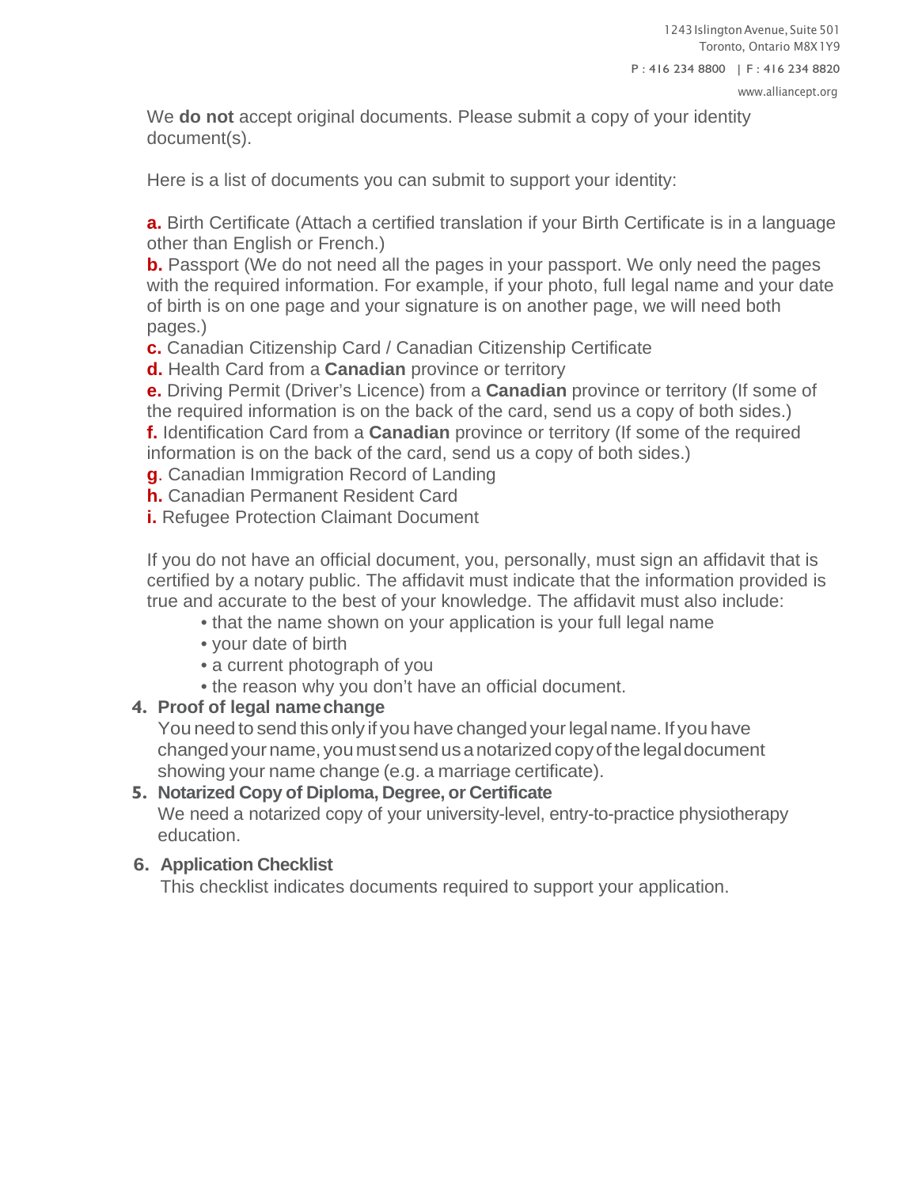We **do not** accept original documents. Please submit a copy of your identity document(s).

Here is a list of documents you can submit to support your identity:

**a.** Birth Certificate (Attach a certified translation if your Birth Certificate is in a language other than English or French.)
**b.** Passport (We do not need all the pages in your passport. We only need the pages with the required information. For example, if your photo, full legal name and your date of birth is on one page and your signature is on another page, we will need both pages.)
**c.** Canadian Citizenship Card / Canadian Citizenship Certificate
**d.** Health Card from a **Canadian** province or territory
**e.** Driving Permit (Driver's Licence) from a **Canadian** province or territory (If some of the required information is on the back of the card, send us a copy of both sides.)
**f.** Identification Card from a **Canadian** province or territory (If some of the required information is on the back of the card, send us a copy of both sides.)
**g**. Canadian Immigration Record of Landing
**h.** Canadian Permanent Resident Card
**i.** Refugee Protection Claimant Document

If you do not have an official document, you, personally, must sign an affidavit that is certified by a notary public. The affidavit must indicate that the information provided is true and accurate to the best of your knowledge. The affidavit must also include:

- that the name shown on your application is your full legal name
- your date of birth
- a current photograph of you
- the reason why you don't have an official document.

4. **Proof of legal name change**
   You need to send this only if you have changed your legal name. If you have changed your name, you must send us a notarized copy of the legal document showing your name change (e.g. a marriage certificate).
5. **Notarized Copy of Diploma, Degree, or Certificate**
   We need a notarized copy of your university-level, entry-to-practice physiotherapy education.
6. **Application Checklist**
   This checklist indicates documents required to support your application.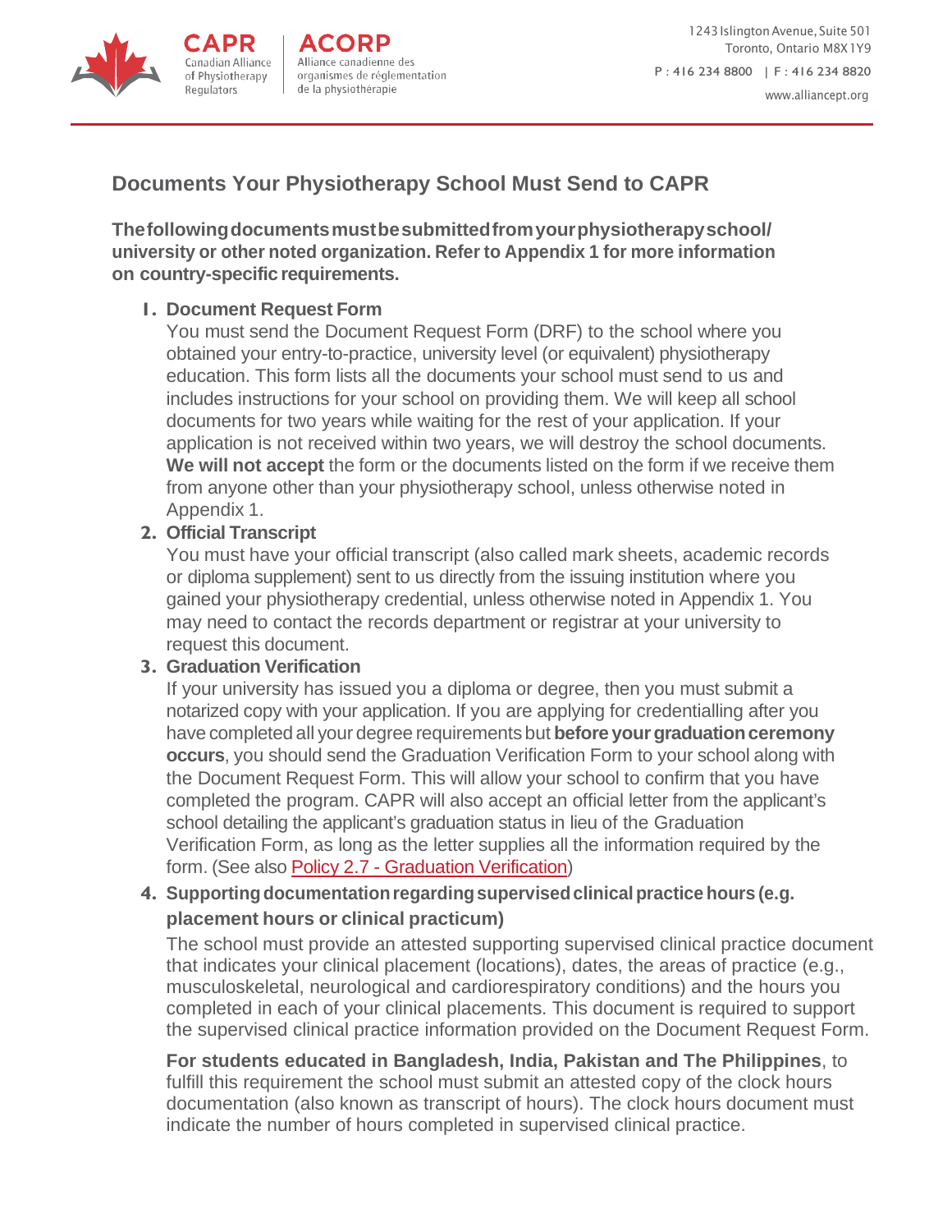## Documents Your Physiotherapy School Must Send to CAPR

**The following documents must be submitted from your physiotherapy school/ university or other noted organization. Refer to Appendix 1 for more information on country-specific requirements.**

1. **Document Request Form**
   You must send the Document Request Form (DRF) to the school where you obtained your entry-to-practice, university level (or equivalent) physiotherapy education. This form lists all the documents your school must send to us and includes instructions for your school on providing them. We will keep all school documents for two years while waiting for the rest of your application. If your application is not received within two years, we will destroy the school documents. **We will not accept** the form or the documents listed on the form if we receive them from anyone other than your physiotherapy school, unless otherwise noted in Appendix 1.
2. **Official Transcript**
   You must have your official transcript (also called mark sheets, academic records or diploma supplement) sent to us directly from the issuing institution where you gained your physiotherapy credential, unless otherwise noted in Appendix 1. You may need to contact the records department or registrar at your university to request this document.
3. **Graduation Verification**
   If your university has issued you a diploma or degree, then you must submit a notarized copy with your application. If you are applying for credentialling after you have completed all your degree requirements but **before your graduation ceremony occurs**, you should send the Graduation Verification Form to your school along with the Document Request Form. This will allow your school to confirm that you have completed the program. CAPR will also accept an official letter from the applicant's school detailing the applicant's graduation status in lieu of the Graduation Verification Form, as long as the letter supplies all the information required by the form. (See also Policy 2.7 - Graduation Verification)
4. **Supporting documentation regarding supervised clinical practice hours (e.g. placement hours or clinical practicum)**
   The school must provide an attested supporting supervised clinical practice document that indicates your clinical placement (locations), dates, the areas of practice (e.g., musculoskeletal, neurological and cardiorespiratory conditions) and the hours you completed in each of your clinical placements. This document is required to support the supervised clinical practice information provided on the Document Request Form.

   **For students educated in Bangladesh, India, Pakistan and The Philippines**, to fulfill this requirement the school must submit an attested copy of the clock hours documentation (also known as transcript of hours). The clock hours document must indicate the number of hours completed in supervised clinical practice.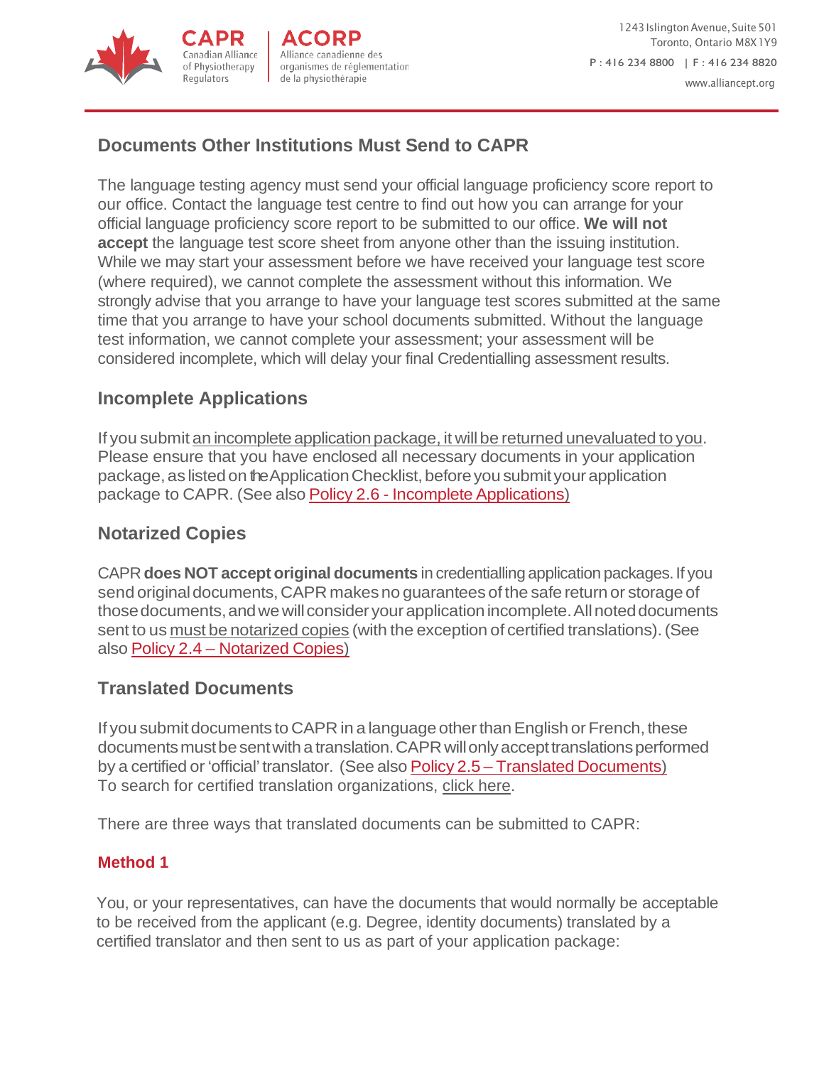## Documents Other Institutions Must Send to CAPR

The language testing agency must send your official language proficiency score report to our office. Contact the language test centre to find out how you can arrange for your official language proficiency score report to be submitted to our office. **We will not accept** the language test score sheet from anyone other than the issuing institution. While we may start your assessment before we have received your language test score (where required), we cannot complete the assessment without this information. We strongly advise that you arrange to have your language test scores submitted at the same time that you arrange to have your school documents submitted. Without the language test information, we cannot complete your assessment; your assessment will be considered incomplete, which will delay your final Credentialling assessment results.

## Incomplete Applications

If you submit an incomplete application package, it will be returned unevaluated to you. Please ensure that you have enclosed all necessary documents in your application package, as listed on the Application Checklist, before you submit your application package to CAPR. (See also Policy 2.6 - Incomplete Applications)

## Notarized Copies

CAPR **does NOT accept original documents** in credentialling application packages. If you send original documents, CAPR makes no guarantees of the safe return or storage of those documents, and we will consider your application incomplete. All noted documents sent to us must be notarized copies (with the exception of certified translations). (See also Policy 2.4 – Notarized Copies)

## Translated Documents

If you submit documents to CAPR in a language other than English or French, these documents must be sent with a translation. CAPR will only accept translations performed by a certified or 'official' translator. (See also Policy 2.5 – Translated Documents) To search for certified translation organizations, click here.

There are three ways that translated documents can be submitted to CAPR:

### Method 1

You, or your representatives, can have the documents that would normally be acceptable to be received from the applicant (e.g. Degree, identity documents) translated by a certified translator and then sent to us as part of your application package: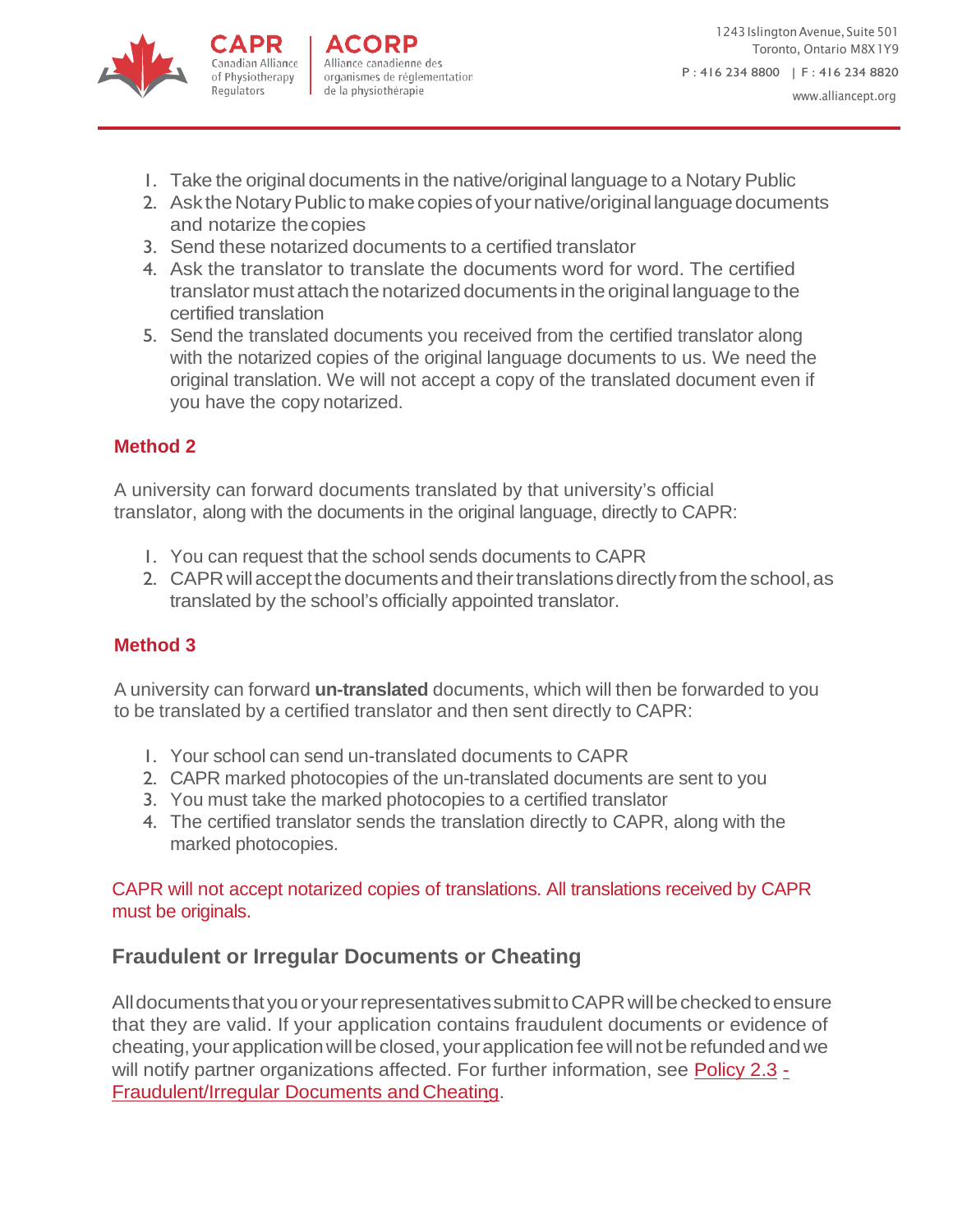1. Take the original documents in the native/original language to a Notary Public
2. Ask the Notary Public to make copies of your native/original language documents and notarize the copies
3. Send these notarized documents to a certified translator
4. Ask the translator to translate the documents word for word. The certified translator must attach the notarized documents in the original language to the certified translation
5. Send the translated documents you received from the certified translator along with the notarized copies of the original language documents to us. We need the original translation. We will not accept a copy of the translated document even if you have the copy notarized.

### Method 2

A university can forward documents translated by that university's official translator, along with the documents in the original language, directly to CAPR:

1. You can request that the school sends documents to CAPR
2. CAPR will accept the documents and their translations directly from the school, as translated by the school's officially appointed translator.

### Method 3

A university can forward **un-translated** documents, which will then be forwarded to you to be translated by a certified translator and then sent directly to CAPR:

1. Your school can send un-translated documents to CAPR
2. CAPR marked photocopies of the un-translated documents are sent to you
3. You must take the marked photocopies to a certified translator
4. The certified translator sends the translation directly to CAPR, along with the marked photocopies.

CAPR will not accept notarized copies of translations. All translations received by CAPR must be originals.

## Fraudulent or Irregular Documents or Cheating

All documents that you or your representatives submit to CAPR will be checked to ensure that they are valid. If your application contains fraudulent documents or evidence of cheating, your application will be closed, your application fee will not be refunded and we will notify partner organizations affected. For further information, see Policy 2.3 - Fraudulent/Irregular Documents and Cheating.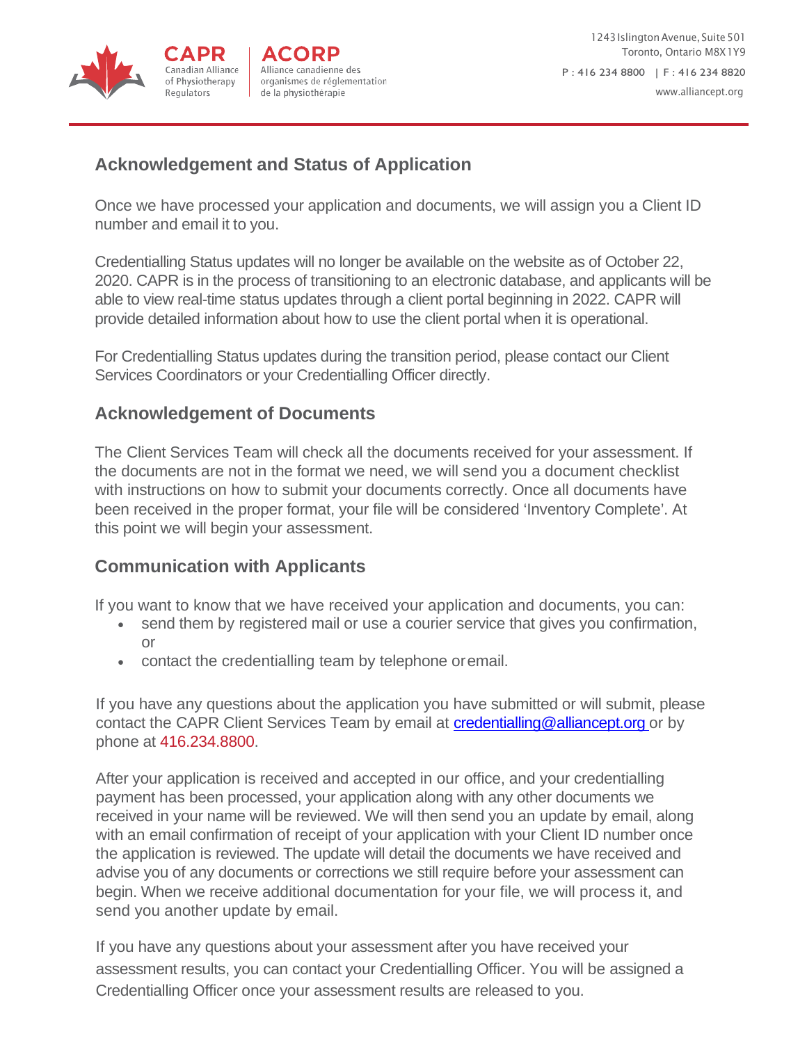## Acknowledgement and Status of Application

Once we have processed your application and documents, we will assign you a Client ID number and email it to you.

Credentialling Status updates will no longer be available on the website as of October 22, 2020. CAPR is in the process of transitioning to an electronic database, and applicants will be able to view real-time status updates through a client portal beginning in 2022. CAPR will provide detailed information about how to use the client portal when it is operational.

For Credentialling Status updates during the transition period, please contact our Client Services Coordinators or your Credentialling Officer directly.

## Acknowledgement of Documents

The Client Services Team will check all the documents received for your assessment. If the documents are not in the format we need, we will send you a document checklist with instructions on how to submit your documents correctly. Once all documents have been received in the proper format, your file will be considered 'Inventory Complete'. At this point we will begin your assessment.

## Communication with Applicants

If you want to know that we have received your application and documents, you can:

- send them by registered mail or use a courier service that gives you confirmation, or
- contact the credentialling team by telephone or email.

If you have any questions about the application you have submitted or will submit, please contact the CAPR Client Services Team by email at credentialling@alliancept.org or by phone at 416.234.8800.

After your application is received and accepted in our office, and your credentialling payment has been processed, your application along with any other documents we received in your name will be reviewed. We will then send you an update by email, along with an email confirmation of receipt of your application with your Client ID number once the application is reviewed. The update will detail the documents we have received and advise you of any documents or corrections we still require before your assessment can begin. When we receive additional documentation for your file, we will process it, and send you another update by email.

If you have any questions about your assessment after you have received your assessment results, you can contact your Credentialling Officer. You will be assigned a Credentialling Officer once your assessment results are released to you.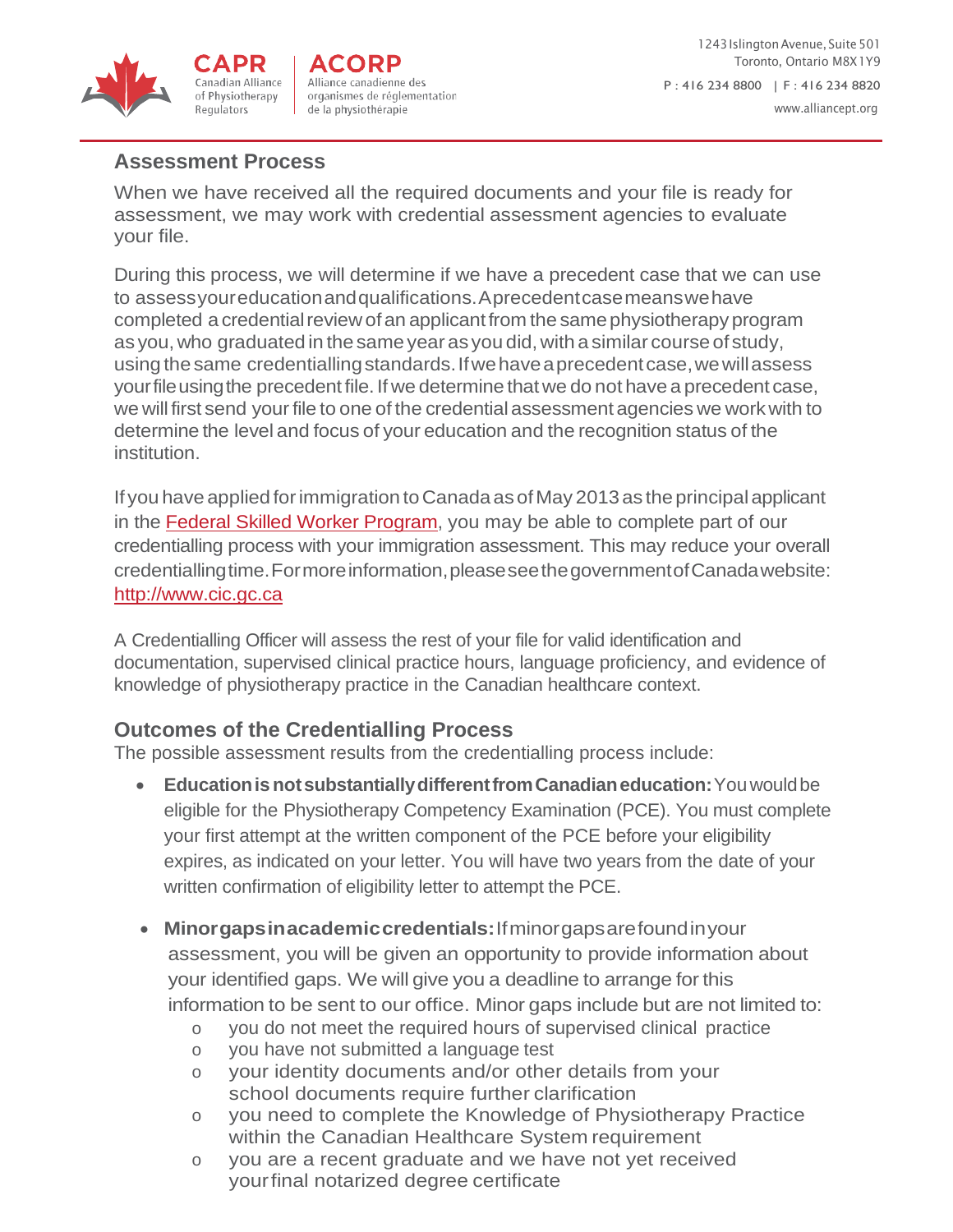## Assessment Process

When we have received all the required documents and your file is ready for assessment, we may work with credential assessment agencies to evaluate your file.

During this process, we will determine if we have a precedent case that we can use to assess your education and qualifications. A precedent case means we have completed a credential review of an applicant from the same physiotherapy program as you, who graduated in the same year as you did, with a similar course of study, using the same credentialling standards. If we have a precedent case, we will assess your file using the precedent file. If we determine that we do not have a precedent case, we will first send your file to one of the credential assessment agencies we work with to determine the level and focus of your education and the recognition status of the institution.

If you have applied for immigration to Canada as of May 2013 as the principal applicant in the [Federal Skilled Worker Program](), you may be able to complete part of our credentialling process with your immigration assessment. This may reduce your overall credentialling time. For more information, please see the government of Canada website: [http://www.cic.gc.ca](http://www.cic.gc.ca)

A Credentialling Officer will assess the rest of your file for valid identification and documentation, supervised clinical practice hours, language proficiency, and evidence of knowledge of physiotherapy practice in the Canadian healthcare context.

## Outcomes of the Credentialling Process

The possible assessment results from the credentialling process include:

- **Education is not substantially different from Canadian education:** You would be eligible for the Physiotherapy Competency Examination (PCE). You must complete your first attempt at the written component of the PCE before your eligibility expires, as indicated on your letter. You will have two years from the date of your written confirmation of eligibility letter to attempt the PCE.

- **Minor gaps in academic credentials:** If minor gaps are found in your assessment, you will be given an opportunity to provide information about your identified gaps. We will give you a deadline to arrange for this information to be sent to our office. Minor gaps include but are not limited to:
  - you do not meet the required hours of supervised clinical practice
  - you have not submitted a language test
  - your identity documents and/or other details from your school documents require further clarification
  - you need to complete the Knowledge of Physiotherapy Practice within the Canadian Healthcare System requirement
  - you are a recent graduate and we have not yet received your final notarized degree certificate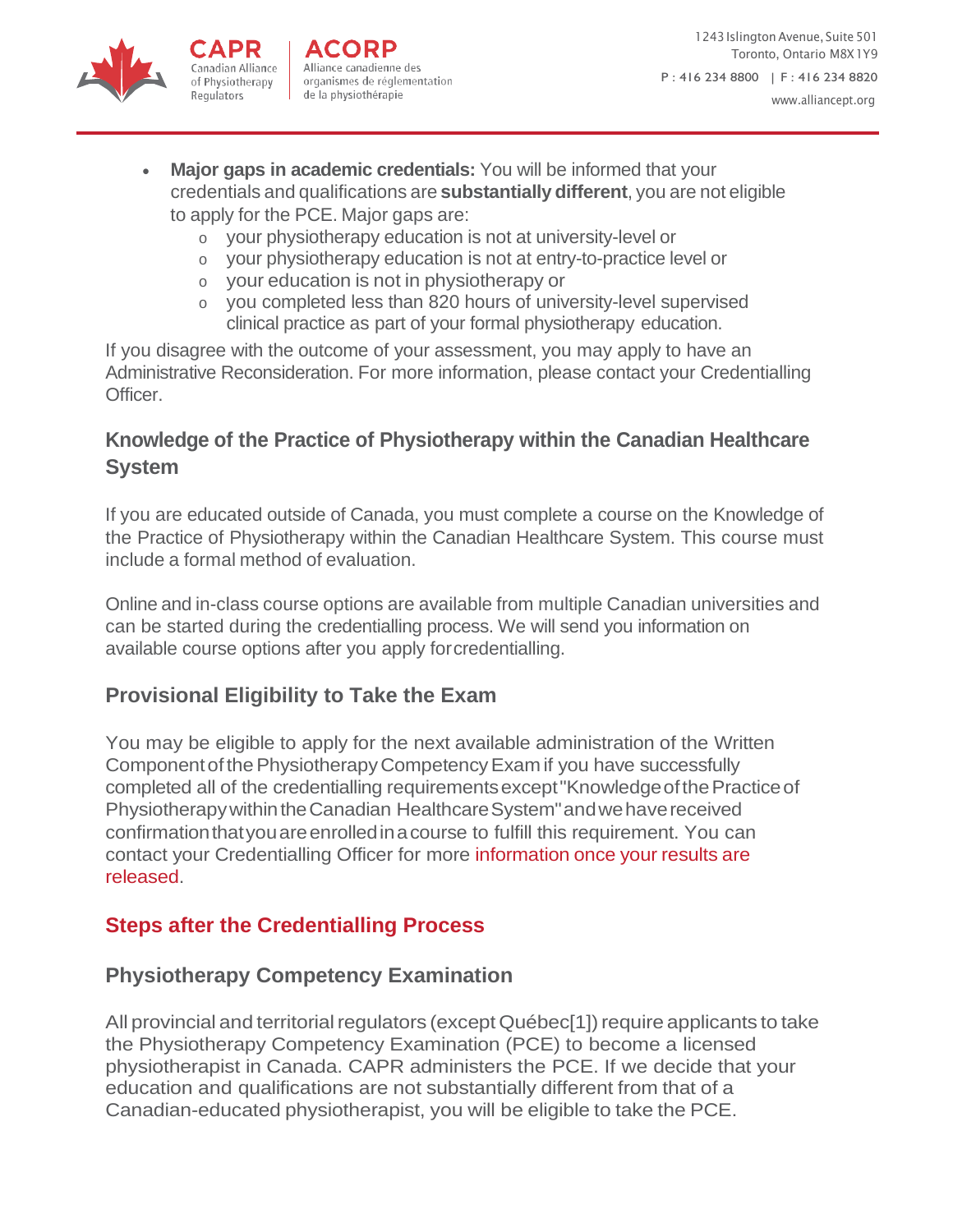- **Major gaps in academic credentials:** You will be informed that your credentials and qualifications are **substantially different**, you are not eligible to apply for the PCE. Major gaps are:
  - your physiotherapy education is not at university-level or
  - your physiotherapy education is not at entry-to-practice level or
  - your education is not in physiotherapy or
  - you completed less than 820 hours of university-level supervised clinical practice as part of your formal physiotherapy education.

If you disagree with the outcome of your assessment, you may apply to have an Administrative Reconsideration. For more information, please contact your Credentialling Officer.

### Knowledge of the Practice of Physiotherapy within the Canadian Healthcare System

If you are educated outside of Canada, you must complete a course on the Knowledge of the Practice of Physiotherapy within the Canadian Healthcare System. This course must include a formal method of evaluation.

Online and in-class course options are available from multiple Canadian universities and can be started during the credentialling process. We will send you information on available course options after you apply for credentialling.

### Provisional Eligibility to Take the Exam

You may be eligible to apply for the next available administration of the Written Component of the Physiotherapy Competency Exam if you have successfully completed all of the credentialling requirements except "Knowledge of the Practice of Physiotherapy within the Canadian Healthcare System" and we have received confirmation that you are enrolled in a course to fulfill this requirement. You can contact your Credentialling Officer for more information once your results are released.

## Steps after the Credentialling Process

### Physiotherapy Competency Examination

All provincial and territorial regulators (except Québec[1]) require applicants to take the Physiotherapy Competency Examination (PCE) to become a licensed physiotherapist in Canada. CAPR administers the PCE. If we decide that your education and qualifications are not substantially different from that of a Canadian-educated physiotherapist, you will be eligible to take the PCE.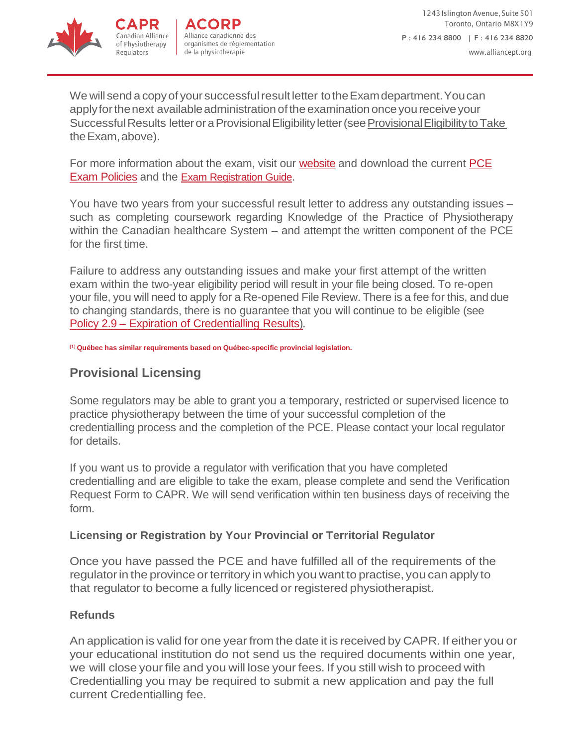We will send a copy of your successful result letter to the Exam department. You can apply for the next available administration of the examination once you receive your Successful Results letter or a Provisional Eligibility letter (see Provisional Eligibility to Take the Exam, above).

For more information about the exam, visit our website and download the current PCE Exam Policies and the Exam Registration Guide.

You have two years from your successful result letter to address any outstanding issues – such as completing coursework regarding Knowledge of the Practice of Physiotherapy within the Canadian healthcare System – and attempt the written component of the PCE for the first time.

Failure to address any outstanding issues and make your first attempt of the written exam within the two-year eligibility period will result in your file being closed. To re-open your file, you will need to apply for a Re-opened File Review. There is a fee for this, and due to changing standards, there is no guarantee that you will continue to be eligible (see Policy 2.9 – Expiration of Credentialling Results).

**[1] Québec has similar requirements based on Québec-specific provincial legislation.**

## Provisional Licensing

Some regulators may be able to grant you a temporary, restricted or supervised licence to practice physiotherapy between the time of your successful completion of the credentialling process and the completion of the PCE. Please contact your local regulator for details.

If you want us to provide a regulator with verification that you have completed credentialling and are eligible to take the exam, please complete and send the Verification Request Form to CAPR. We will send verification within ten business days of receiving the form.

### Licensing or Registration by Your Provincial or Territorial Regulator

Once you have passed the PCE and have fulfilled all of the requirements of the regulator in the province or territory in which you want to practise, you can apply to that regulator to become a fully licenced or registered physiotherapist.

### Refunds

An application is valid for one year from the date it is received by CAPR. If either you or your educational institution do not send us the required documents within one year, we will close your file and you will lose your fees. If you still wish to proceed with Credentialling you may be required to submit a new application and pay the full current Credentialling fee.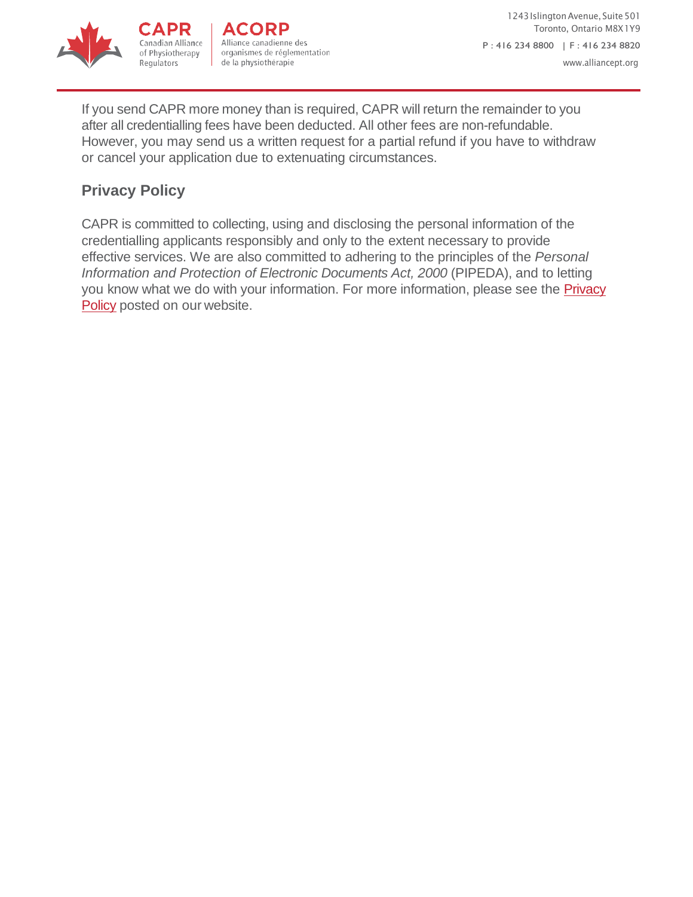If you send CAPR more money than is required, CAPR will return the remainder to you after all credentialling fees have been deducted. All other fees are non-refundable. However, you may send us a written request for a partial refund if you have to withdraw or cancel your application due to extenuating circumstances.

## Privacy Policy

CAPR is committed to collecting, using and disclosing the personal information of the credentialling applicants responsibly and only to the extent necessary to provide effective services. We are also committed to adhering to the principles of the *Personal Information and Protection of Electronic Documents Act, 2000* (PIPEDA), and to letting you know what we do with your information. For more information, please see the Privacy Policy posted on our website.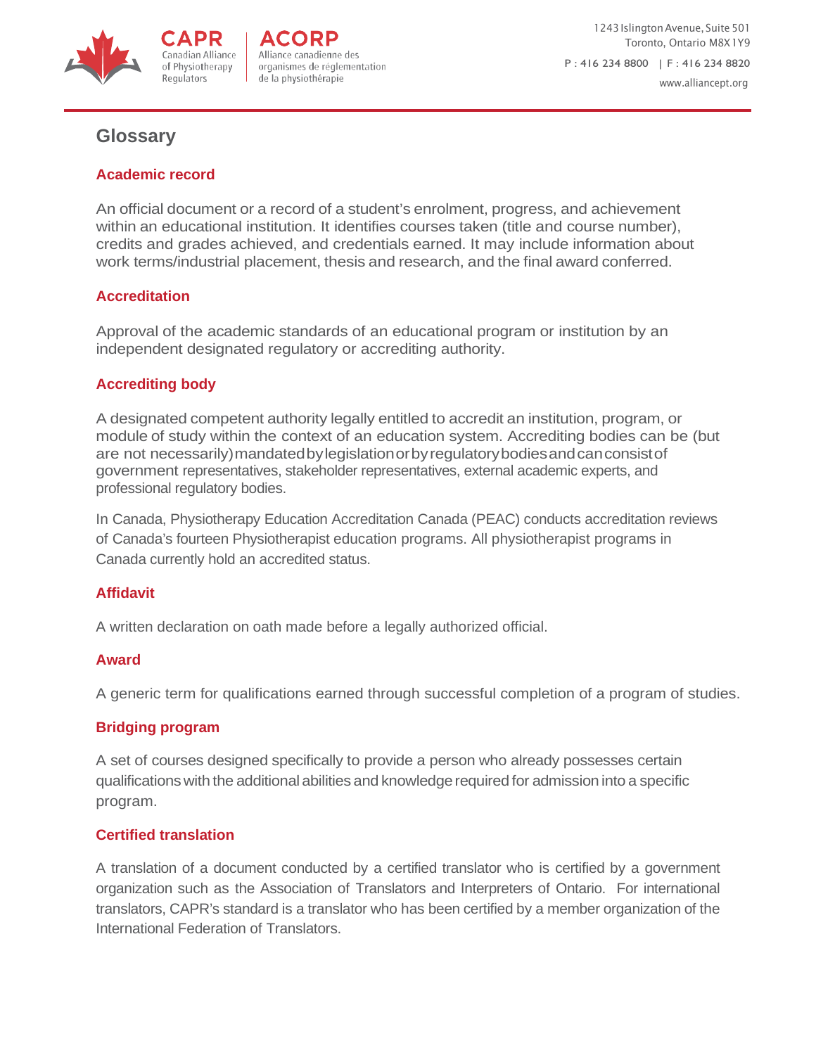## Glossary

### Academic record

An official document or a record of a student's enrolment, progress, and achievement within an educational institution. It identifies courses taken (title and course number), credits and grades achieved, and credentials earned. It may include information about work terms/industrial placement, thesis and research, and the final award conferred.

### Accreditation

Approval of the academic standards of an educational program or institution by an independent designated regulatory or accrediting authority.

### Accrediting body

A designated competent authority legally entitled to accredit an institution, program, or module of study within the context of an education system. Accrediting bodies can be (but are not necessarily) mandated by legislation or by regulatory bodies and can consist of government representatives, stakeholder representatives, external academic experts, and professional regulatory bodies.

In Canada, Physiotherapy Education Accreditation Canada (PEAC) conducts accreditation reviews of Canada's fourteen Physiotherapist education programs. All physiotherapist programs in Canada currently hold an accredited status.

### Affidavit

A written declaration on oath made before a legally authorized official.

### Award

A generic term for qualifications earned through successful completion of a program of studies.

### Bridging program

A set of courses designed specifically to provide a person who already possesses certain qualifications with the additional abilities and knowledge required for admission into a specific program.

### Certified translation

A translation of a document conducted by a certified translator who is certified by a government organization such as the Association of Translators and Interpreters of Ontario. For international translators, CAPR's standard is a translator who has been certified by a member organization of the International Federation of Translators.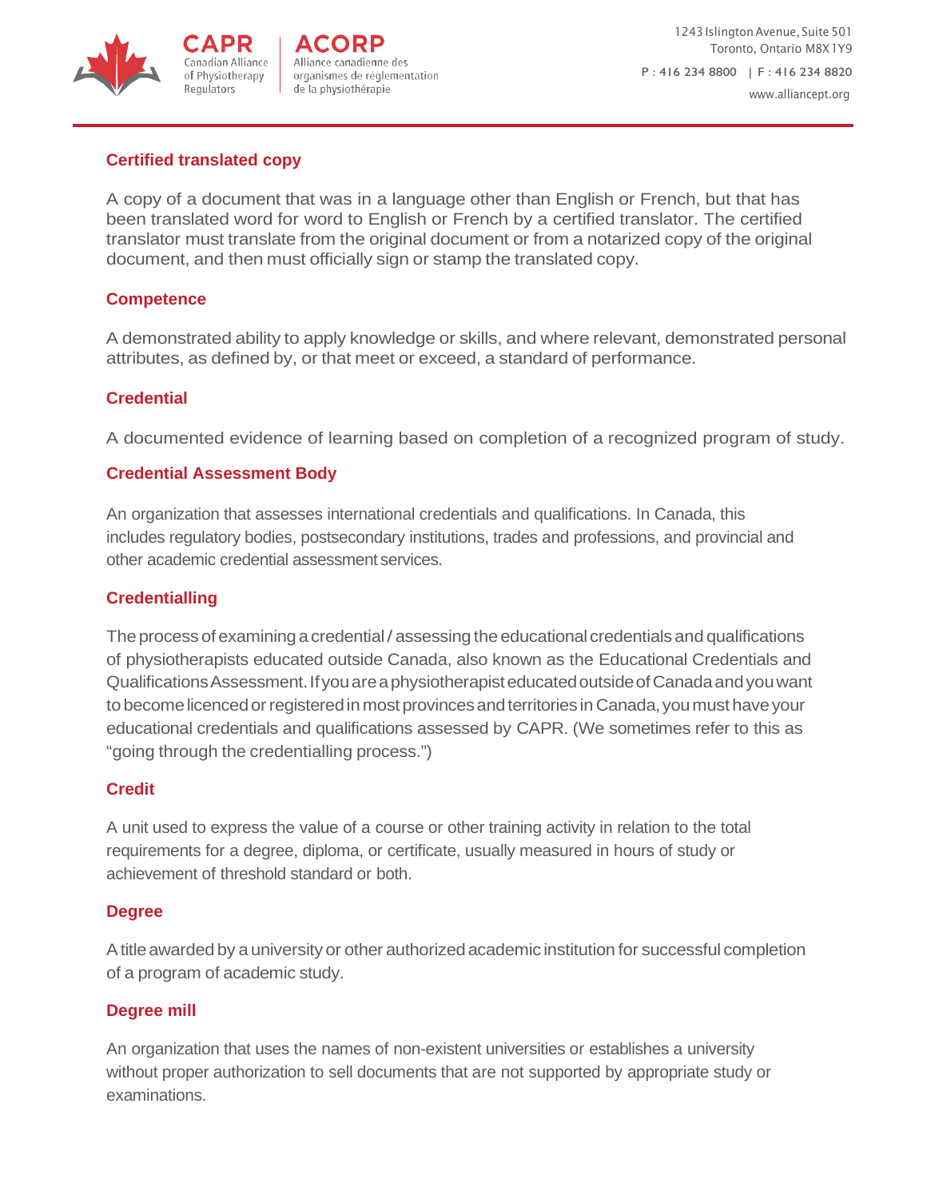### Certified translated copy

A copy of a document that was in a language other than English or French, but that has been translated word for word to English or French by a certified translator. The certified translator must translate from the original document or from a notarized copy of the original document, and then must officially sign or stamp the translated copy.

### Competence

A demonstrated ability to apply knowledge or skills, and where relevant, demonstrated personal attributes, as defined by, or that meet or exceed, a standard of performance.

### Credential

A documented evidence of learning based on completion of a recognized program of study.

### Credential Assessment Body

An organization that assesses international credentials and qualifications. In Canada, this includes regulatory bodies, postsecondary institutions, trades and professions, and provincial and other academic credential assessment services.

### Credentialling

The process of examining a credential / assessing the educational credentials and qualifications of physiotherapists educated outside Canada, also known as the Educational Credentials and Qualifications Assessment. If you are a physiotherapist educated outside of Canada and you want to become licenced or registered in most provinces and territories in Canada, you must have your educational credentials and qualifications assessed by CAPR. (We sometimes refer to this as “going through the credentialling process.”)

### Credit

A unit used to express the value of a course or other training activity in relation to the total requirements for a degree, diploma, or certificate, usually measured in hours of study or achievement of threshold standard or both.

### Degree

A title awarded by a university or other authorized academic institution for successful completion of a program of academic study.

### Degree mill

An organization that uses the names of non-existent universities or establishes a university without proper authorization to sell documents that are not supported by appropriate study or examinations.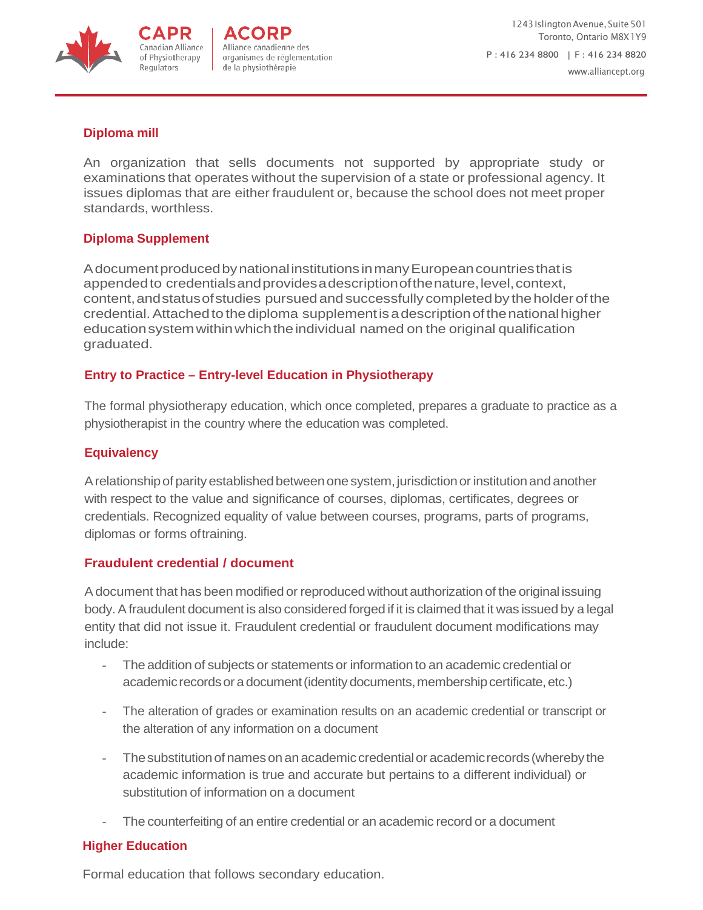### Diploma mill

An organization that sells documents not supported by appropriate study or examinations that operates without the supervision of a state or professional agency. It issues diplomas that are either fraudulent or, because the school does not meet proper standards, worthless.

### Diploma Supplement

A document produced by national institutions in many European countries that is appended to credentials and provides a description of the nature, level, context, content, and status of studies pursued and successfully completed by the holder of the credential. Attached to the diploma supplement is a description of the national higher education system within which the individual named on the original qualification graduated.

### Entry to Practice – Entry-level Education in Physiotherapy

The formal physiotherapy education, which once completed, prepares a graduate to practice as a physiotherapist in the country where the education was completed.

### Equivalency

A relationship of parity established between one system, jurisdiction or institution and another with respect to the value and significance of courses, diplomas, certificates, degrees or credentials. Recognized equality of value between courses, programs, parts of programs, diplomas or forms of training.

### Fraudulent credential / document

A document that has been modified or reproduced without authorization of the original issuing body. A fraudulent document is also considered forged if it is claimed that it was issued by a legal entity that did not issue it. Fraudulent credential or fraudulent document modifications may include:

- The addition of subjects or statements or information to an academic credential or academic records or a document (identity documents, membership certificate, etc.)
- The alteration of grades or examination results on an academic credential or transcript or the alteration of any information on a document
- The substitution of names on an academic credential or academic records (whereby the academic information is true and accurate but pertains to a different individual) or substitution of information on a document
- The counterfeiting of an entire credential or an academic record or a document

### Higher Education

Formal education that follows secondary education.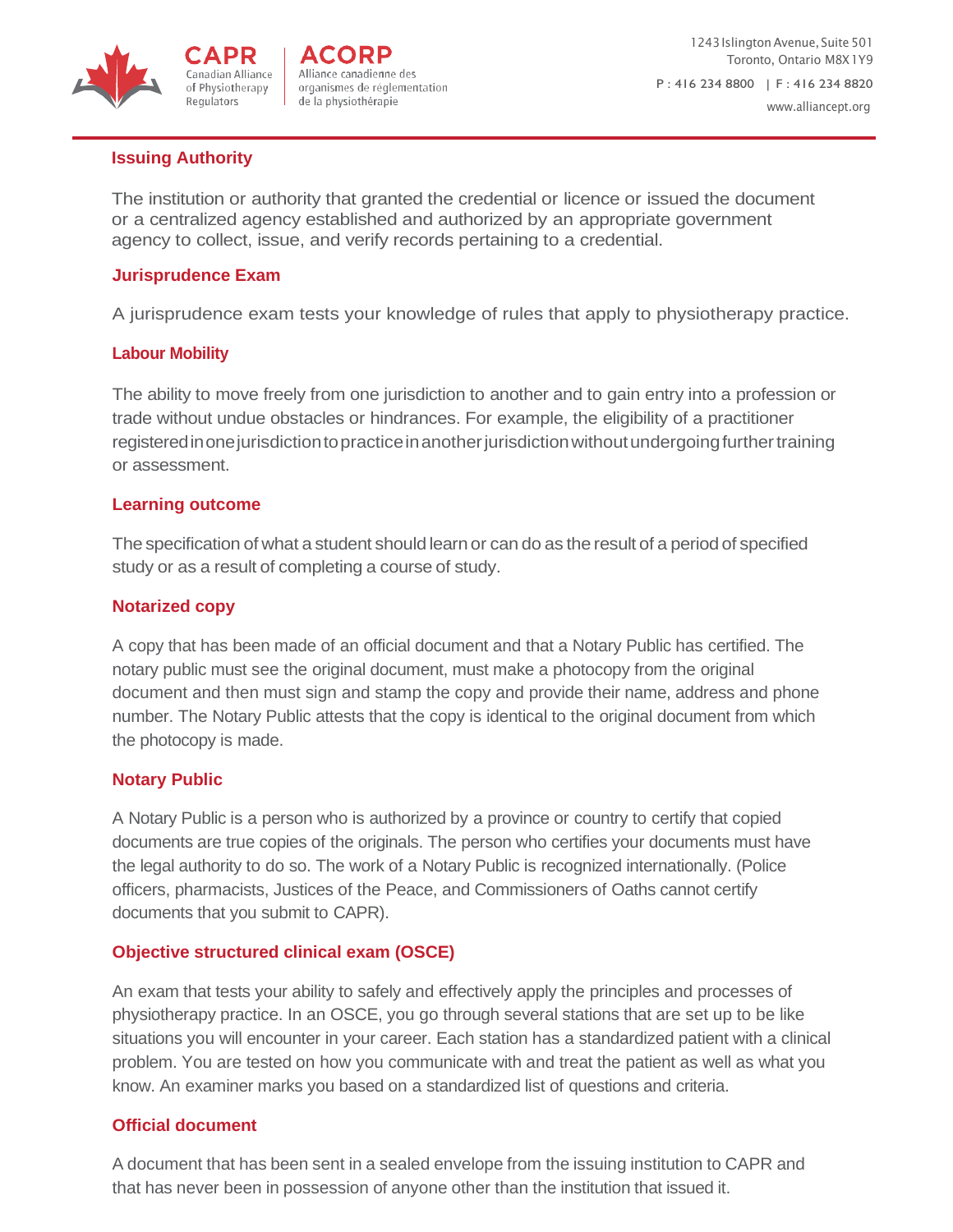### Issuing Authority

The institution or authority that granted the credential or licence or issued the document or a centralized agency established and authorized by an appropriate government agency to collect, issue, and verify records pertaining to a credential.

### Jurisprudence Exam

A jurisprudence exam tests your knowledge of rules that apply to physiotherapy practice.

### Labour Mobility

The ability to move freely from one jurisdiction to another and to gain entry into a profession or trade without undue obstacles or hindrances. For example, the eligibility of a practitioner registered in one jurisdiction to practice in another jurisdiction without undergoing further training or assessment.

### Learning outcome

The specification of what a student should learn or can do as the result of a period of specified study or as a result of completing a course of study.

### Notarized copy

A copy that has been made of an official document and that a Notary Public has certified. The notary public must see the original document, must make a photocopy from the original document and then must sign and stamp the copy and provide their name, address and phone number. The Notary Public attests that the copy is identical to the original document from which the photocopy is made.

### Notary Public

A Notary Public is a person who is authorized by a province or country to certify that copied documents are true copies of the originals. The person who certifies your documents must have the legal authority to do so. The work of a Notary Public is recognized internationally. (Police officers, pharmacists, Justices of the Peace, and Commissioners of Oaths cannot certify documents that you submit to CAPR).

### Objective structured clinical exam (OSCE)

An exam that tests your ability to safely and effectively apply the principles and processes of physiotherapy practice. In an OSCE, you go through several stations that are set up to be like situations you will encounter in your career. Each station has a standardized patient with a clinical problem. You are tested on how you communicate with and treat the patient as well as what you know. An examiner marks you based on a standardized list of questions and criteria.

### Official document

A document that has been sent in a sealed envelope from the issuing institution to CAPR and that has never been in possession of anyone other than the institution that issued it.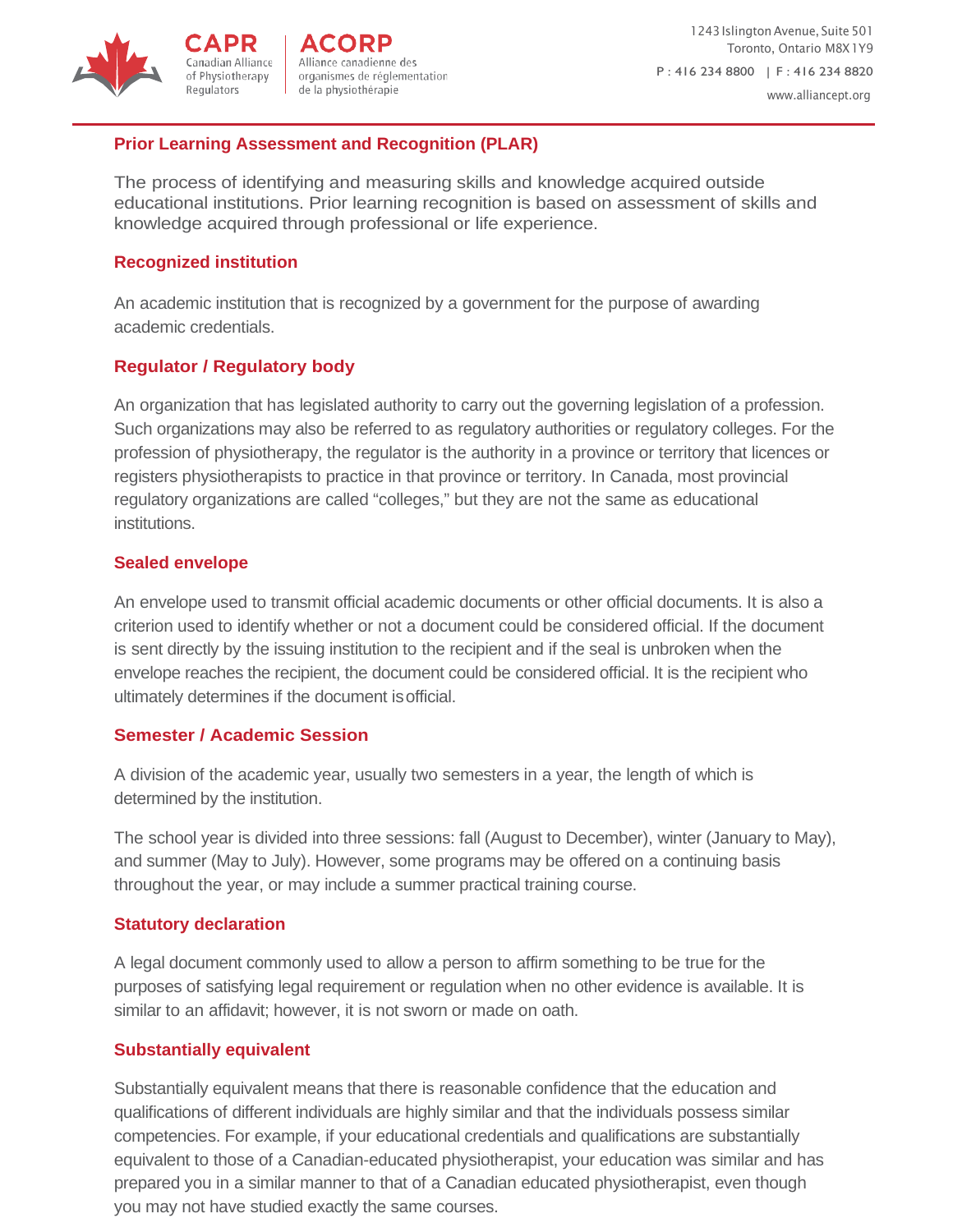### Prior Learning Assessment and Recognition (PLAR)

The process of identifying and measuring skills and knowledge acquired outside educational institutions. Prior learning recognition is based on assessment of skills and knowledge acquired through professional or life experience.

### Recognized institution

An academic institution that is recognized by a government for the purpose of awarding academic credentials.

### Regulator / Regulatory body

An organization that has legislated authority to carry out the governing legislation of a profession. Such organizations may also be referred to as regulatory authorities or regulatory colleges. For the profession of physiotherapy, the regulator is the authority in a province or territory that licences or registers physiotherapists to practice in that province or territory. In Canada, most provincial regulatory organizations are called "colleges," but they are not the same as educational institutions.

### Sealed envelope

An envelope used to transmit official academic documents or other official documents. It is also a criterion used to identify whether or not a document could be considered official. If the document is sent directly by the issuing institution to the recipient and if the seal is unbroken when the envelope reaches the recipient, the document could be considered official. It is the recipient who ultimately determines if the document is official.

### Semester / Academic Session

A division of the academic year, usually two semesters in a year, the length of which is determined by the institution.

The school year is divided into three sessions: fall (August to December), winter (January to May), and summer (May to July). However, some programs may be offered on a continuing basis throughout the year, or may include a summer practical training course.

### Statutory declaration

A legal document commonly used to allow a person to affirm something to be true for the purposes of satisfying legal requirement or regulation when no other evidence is available. It is similar to an affidavit; however, it is not sworn or made on oath.

### Substantially equivalent

Substantially equivalent means that there is reasonable confidence that the education and qualifications of different individuals are highly similar and that the individuals possess similar competencies. For example, if your educational credentials and qualifications are substantially equivalent to those of a Canadian-educated physiotherapist, your education was similar and has prepared you in a similar manner to that of a Canadian educated physiotherapist, even though you may not have studied exactly the same courses.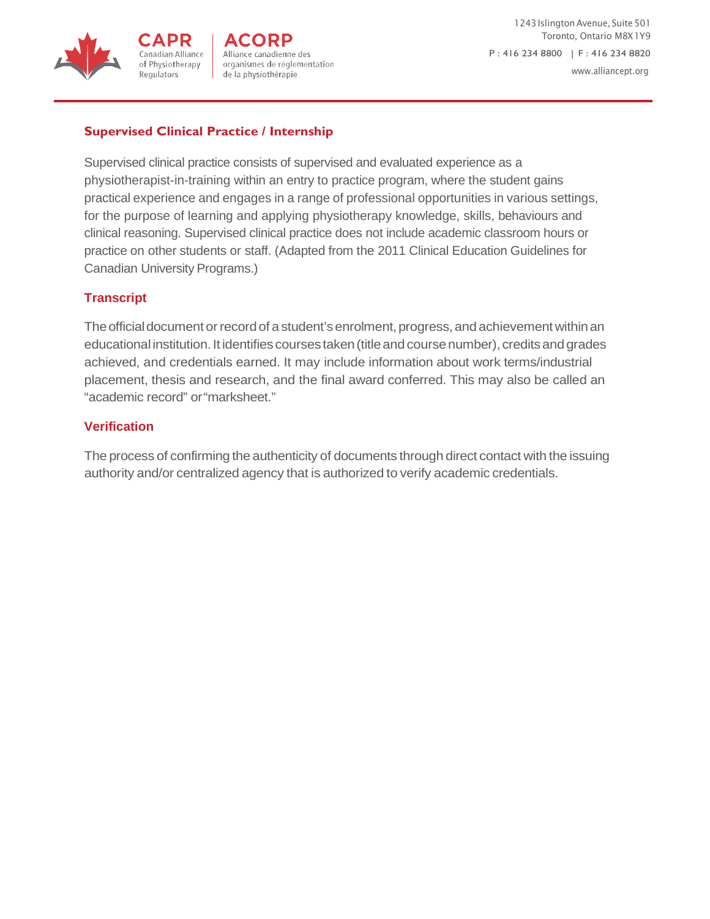### Supervised Clinical Practice / Internship

Supervised clinical practice consists of supervised and evaluated experience as a physiotherapist-in-training within an entry to practice program, where the student gains practical experience and engages in a range of professional opportunities in various settings, for the purpose of learning and applying physiotherapy knowledge, skills, behaviours and clinical reasoning. Supervised clinical practice does not include academic classroom hours or practice on other students or staff. (Adapted from the 2011 Clinical Education Guidelines for Canadian University Programs.)

### Transcript

The official document or record of a student's enrolment, progress, and achievement within an educational institution. It identifies courses taken (title and course number), credits and grades achieved, and credentials earned. It may include information about work terms/industrial placement, thesis and research, and the final award conferred. This may also be called an "academic record" or "marksheet."

### Verification

The process of confirming the authenticity of documents through direct contact with the issuing authority and/or centralized agency that is authorized to verify academic credentials.